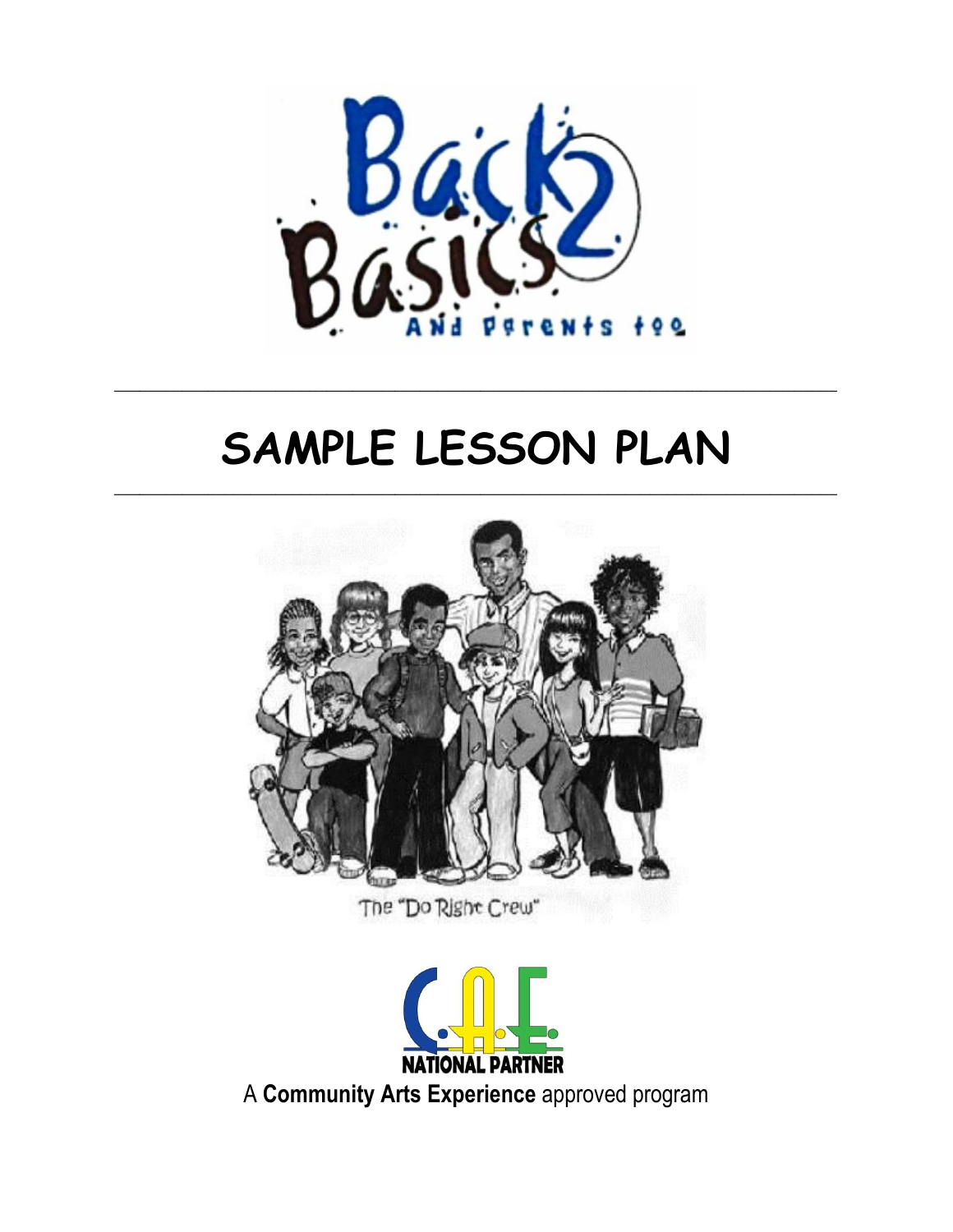Back 2 Basics

And Parents too

---

# SAMPLE LESSON PLAN

---

The "Do Right Crew"

C.A.E. NATIONAL PARTNER

A **Community Arts Experience** approved program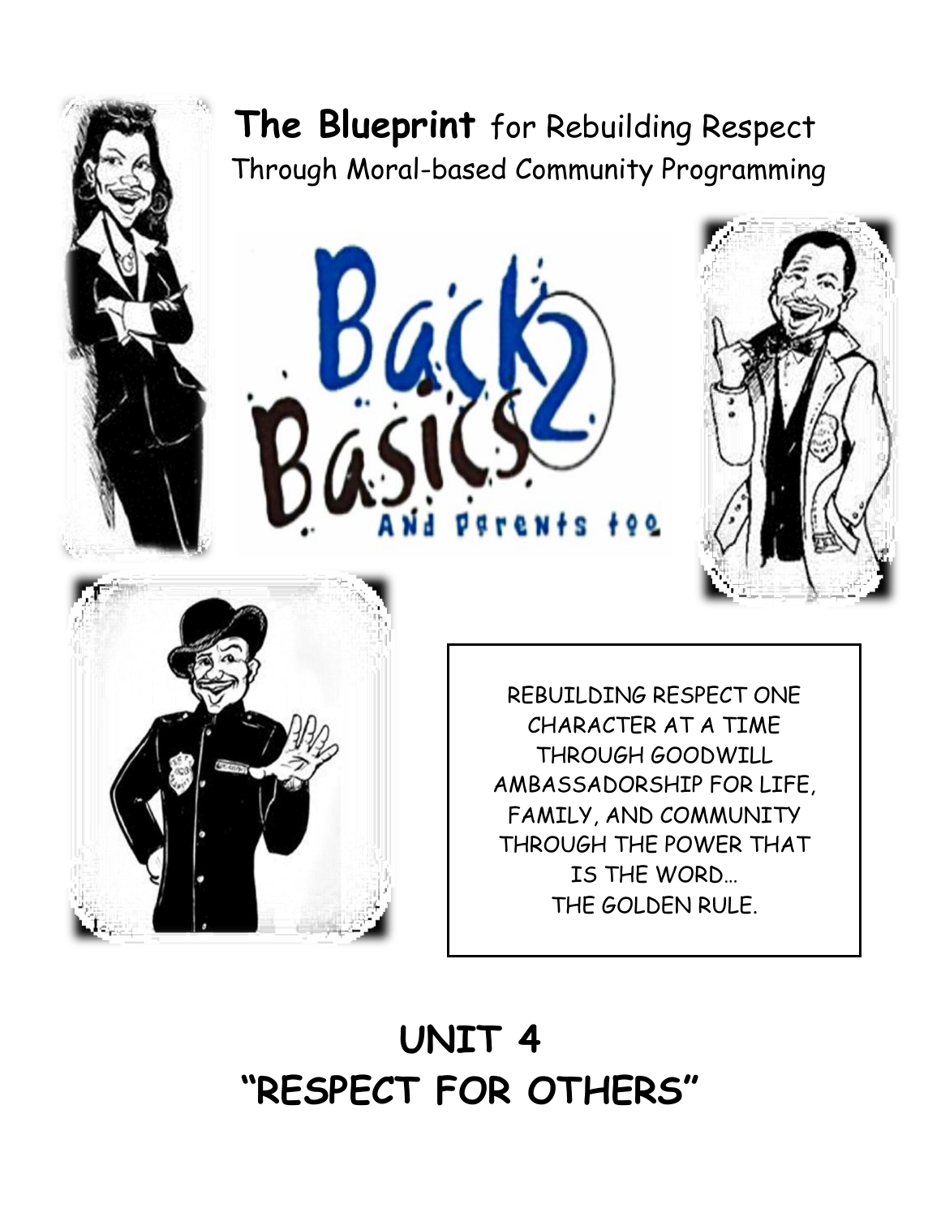**The Blueprint** for Rebuilding Respect Through Moral-based Community Programming

Back 2 Basics

And Parents too

REBUILDING RESPECT ONE CHARACTER AT A TIME THROUGH GOODWILL AMBASSADORSHIP FOR LIFE, FAMILY, AND COMMUNITY THROUGH THE POWER THAT IS THE WORD… THE GOLDEN RULE.

# UNIT 4
# "RESPECT FOR OTHERS"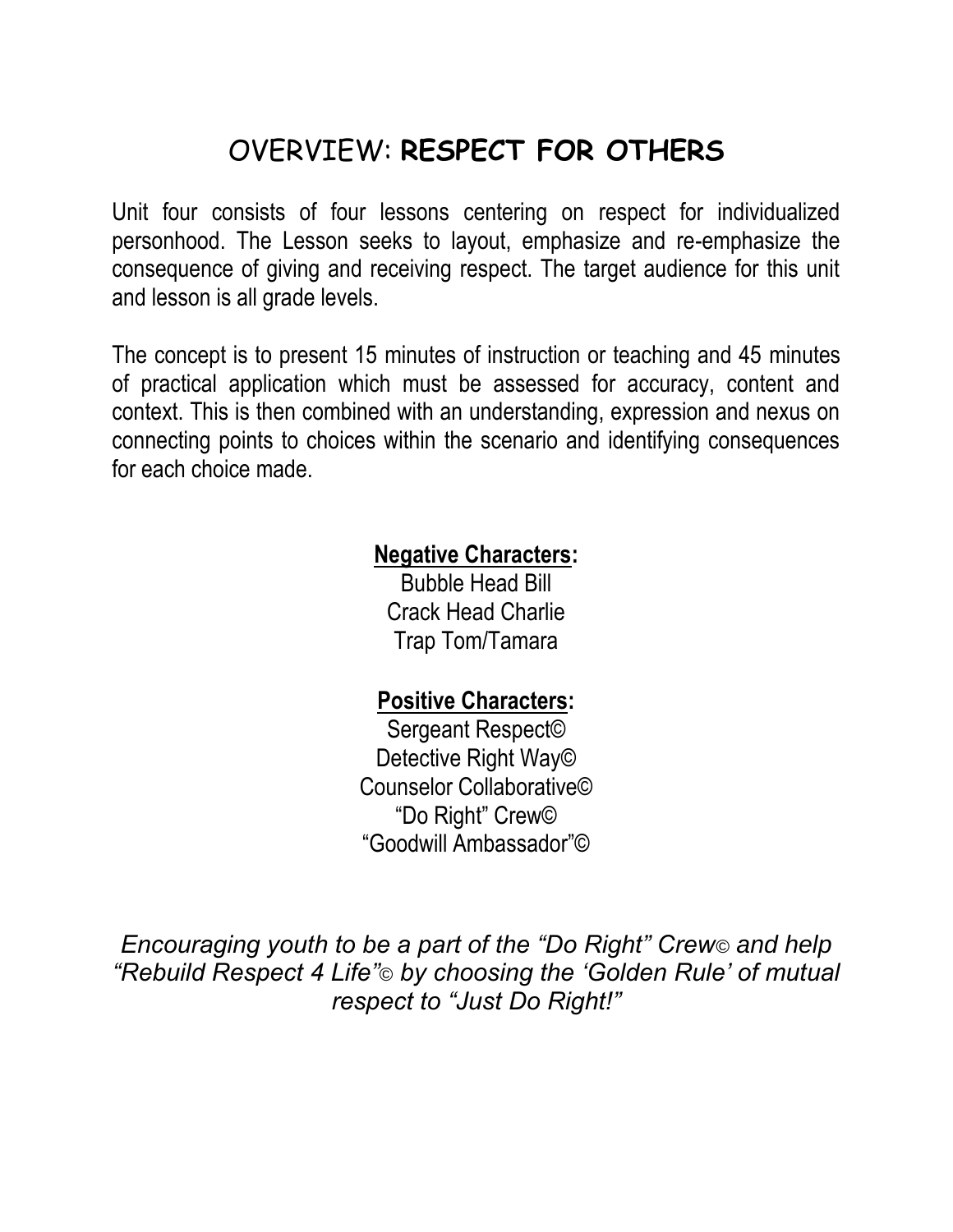# OVERVIEW: **RESPECT FOR OTHERS**

Unit four consists of four lessons centering on respect for individualized personhood. The Lesson seeks to layout, emphasize and re-emphasize the consequence of giving and receiving respect. The target audience for this unit and lesson is all grade levels.

The concept is to present 15 minutes of instruction or teaching and 45 minutes of practical application which must be assessed for accuracy, content and context. This is then combined with an understanding, expression and nexus on connecting points to choices within the scenario and identifying consequences for each choice made.

**Negative Characters:**

Bubble Head Bill
Crack Head Charlie
Trap Tom/Tamara

**Positive Characters:**

Sergeant Respect©
Detective Right Way©
Counselor Collaborative©
"Do Right" Crew©
"Goodwill Ambassador"©

*Encouraging youth to be a part of the "Do Right" Crew© and help "Rebuild Respect 4 Life"© by choosing the 'Golden Rule' of mutual respect to "Just Do Right!"*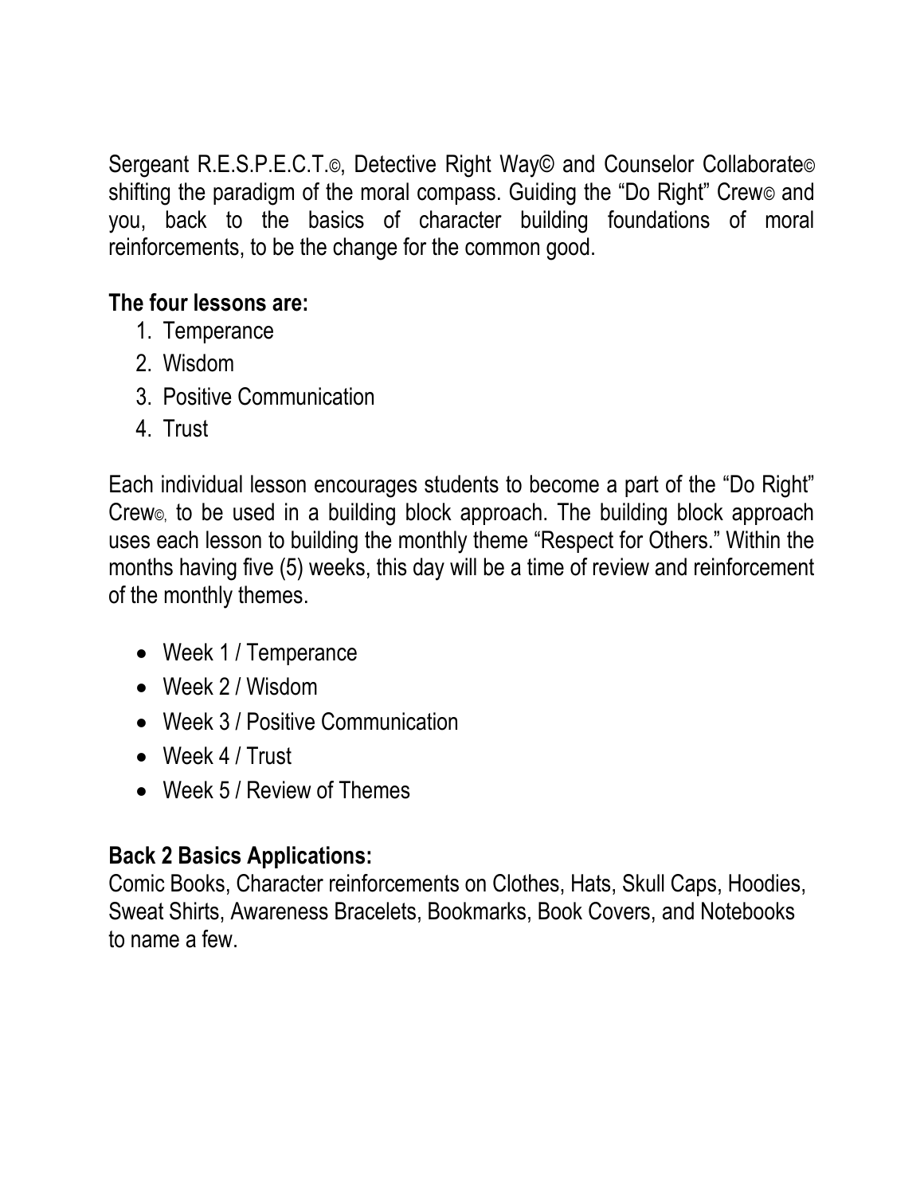Sergeant R.E.S.P.E.C.T.©, Detective Right Way© and Counselor Collaborate© shifting the paradigm of the moral compass. Guiding the "Do Right" Crew© and you, back to the basics of character building foundations of moral reinforcements, to be the change for the common good.

**The four lessons are:**

1. Temperance
2. Wisdom
3. Positive Communication
4. Trust

Each individual lesson encourages students to become a part of the "Do Right" Crew©, to be used in a building block approach. The building block approach uses each lesson to building the monthly theme "Respect for Others." Within the months having five (5) weeks, this day will be a time of review and reinforcement of the monthly themes.

- Week 1 / Temperance
- Week 2 / Wisdom
- Week 3 / Positive Communication
- Week 4 / Trust
- Week 5 / Review of Themes

**Back 2 Basics Applications:**
Comic Books, Character reinforcements on Clothes, Hats, Skull Caps, Hoodies, Sweat Shirts, Awareness Bracelets, Bookmarks, Book Covers, and Notebooks to name a few.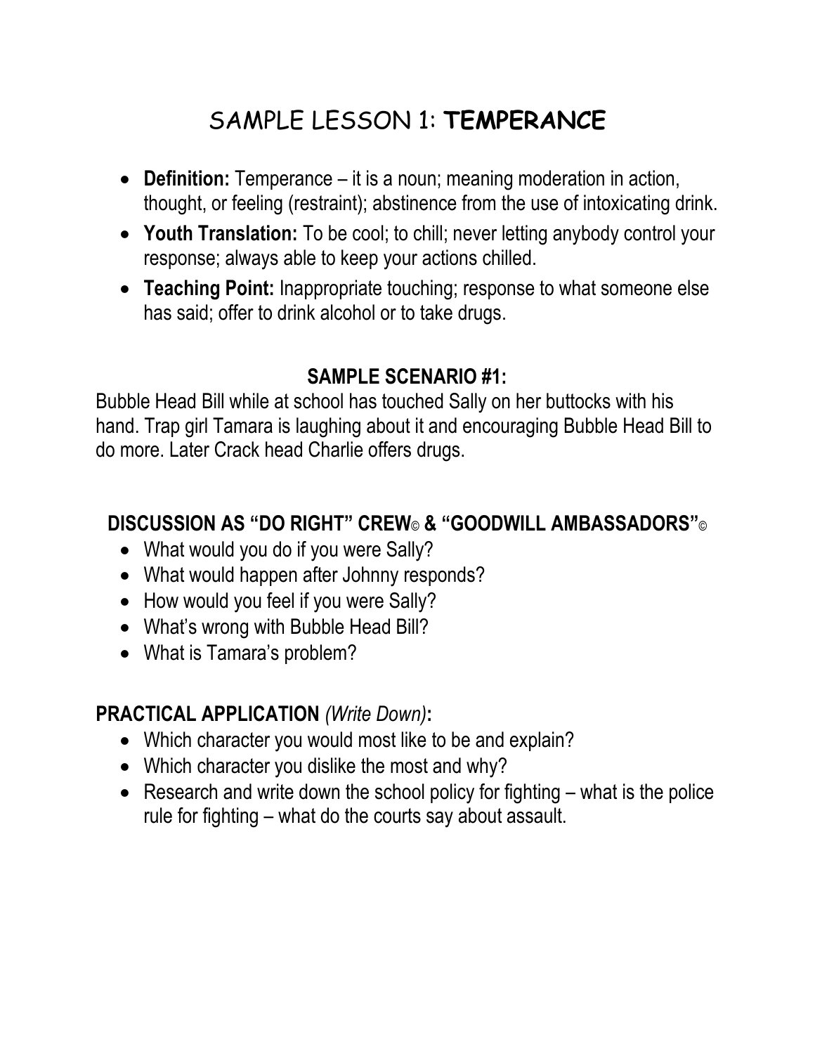# SAMPLE LESSON 1: **TEMPERANCE**

- **Definition:** Temperance – it is a noun; meaning moderation in action, thought, or feeling (restraint); abstinence from the use of intoxicating drink.
- **Youth Translation:** To be cool; to chill; never letting anybody control your response; always able to keep your actions chilled.
- **Teaching Point:** Inappropriate touching; response to what someone else has said; offer to drink alcohol or to take drugs.

## SAMPLE SCENARIO #1:

Bubble Head Bill while at school has touched Sally on her buttocks with his hand. Trap girl Tamara is laughing about it and encouraging Bubble Head Bill to do more. Later Crack head Charlie offers drugs.

## DISCUSSION AS "DO RIGHT" CREW© & "GOODWILL AMBASSADORS"©

- What would you do if you were Sally?
- What would happen after Johnny responds?
- How would you feel if you were Sally?
- What's wrong with Bubble Head Bill?
- What is Tamara's problem?

## PRACTICAL APPLICATION *(Write Down)*:

- Which character you would most like to be and explain?
- Which character you dislike the most and why?
- Research and write down the school policy for fighting – what is the police rule for fighting – what do the courts say about assault.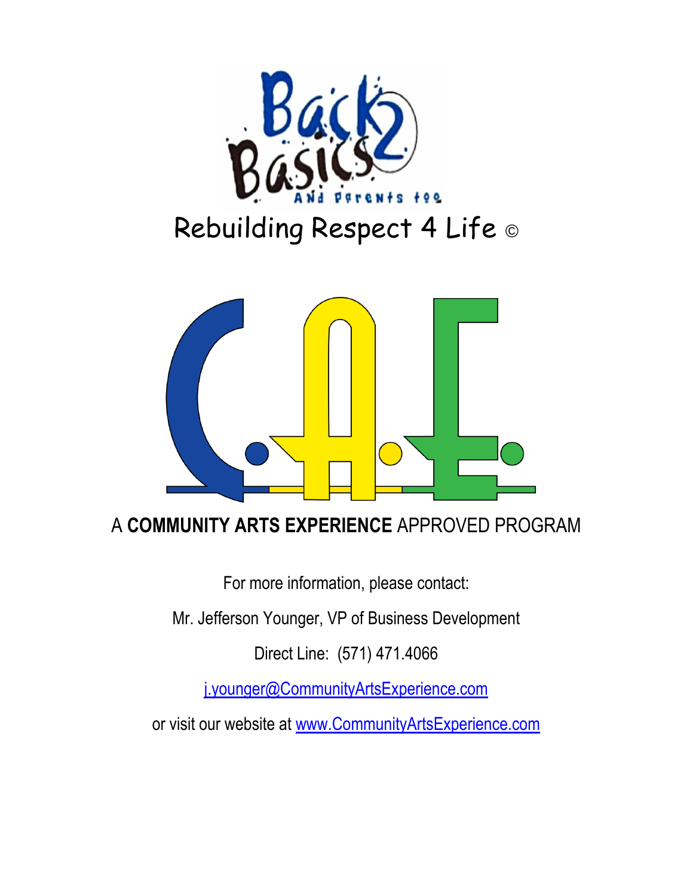Back 2 Basics

AND parents too

Rebuilding Respect 4 Life ©

C.A.E.

A **COMMUNITY ARTS EXPERIENCE** APPROVED PROGRAM

For more information, please contact:

Mr. Jefferson Younger, VP of Business Development

Direct Line: (571) 471.4066

j.younger@CommunityArtsExperience.com

or visit our website at www.CommunityArtsExperience.com